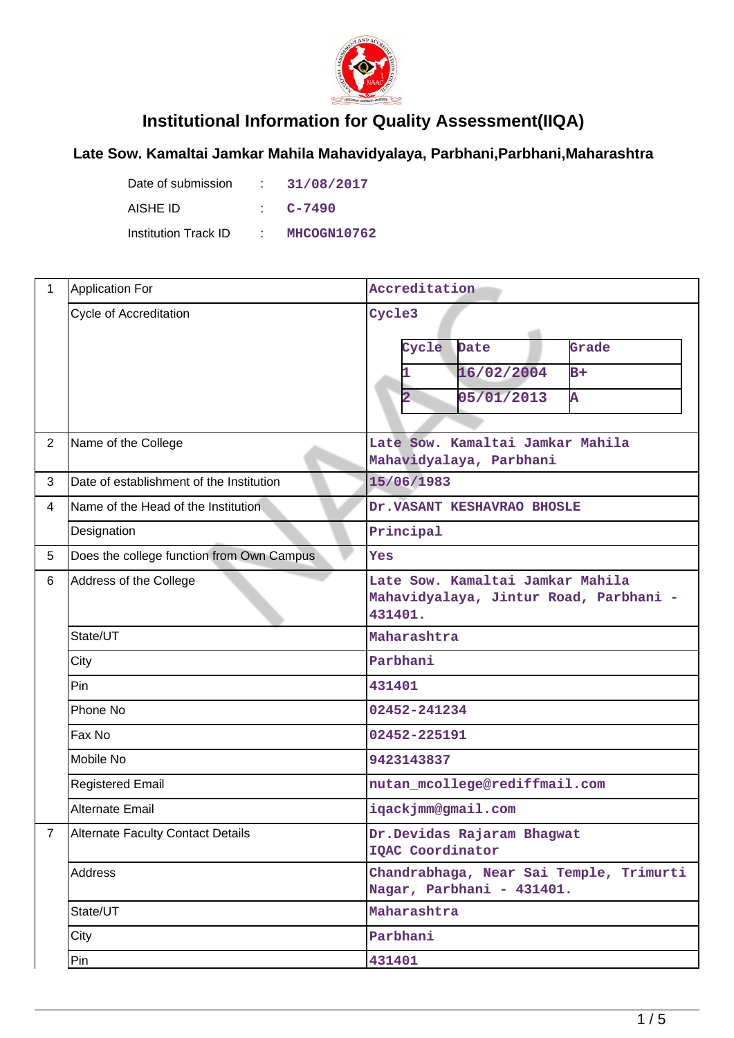# Institutional Information for Quality Assessment(IIQA)

## Late Sow. Kamaltai Jamkar Mahila Mahavidyalaya, Parbhani,Parbhani,Maharashtra

| | | |
|---|---|---|
| Date of submission | : | 31/08/2017 |
| AISHE ID | : | C-7490 |
| Institution Track ID | : | MHCOGN10762 |

| | | |
|---|---|---|
| 1 | Application For | Accreditation |
| | Cycle of Accreditation | Cycle3<br><br>Cycle \| Date \| Grade<br>1 \| 16/02/2004 \| B+<br>2 \| 05/01/2013 \| A |
| 2 | Name of the College | Late Sow. Kamaltai Jamkar Mahila Mahavidyalaya, Parbhani |
| 3 | Date of establishment of the Institution | 15/06/1983 |
| 4 | Name of the Head of the Institution | Dr.VASANT KESHAVRAO BHOSLE |
| | Designation | Principal |
| 5 | Does the college function from Own Campus | Yes |
| 6 | Address of the College | Late Sow. Kamaltai Jamkar Mahila Mahavidyalaya, Jintur Road, Parbhani - 431401. |
| | State/UT | Maharashtra |
| | City | Parbhani |
| | Pin | 431401 |
| | Phone No | 02452-241234 |
| | Fax No | 02452-225191 |
| | Mobile No | 9423143837 |
| | Registered Email | nutan_mcollege@rediffmail.com |
| | Alternate Email | iqackjmm@gmail.com |
| 7 | Alternate Faculty Contact Details | Dr.Devidas Rajaram Bhagwat<br>IQAC Coordinator |
| | Address | Chandrabhaga, Near Sai Temple, Trimurti Nagar, Parbhani - 431401. |
| | State/UT | Maharashtra |
| | City | Parbhani |
| | Pin | 431401 |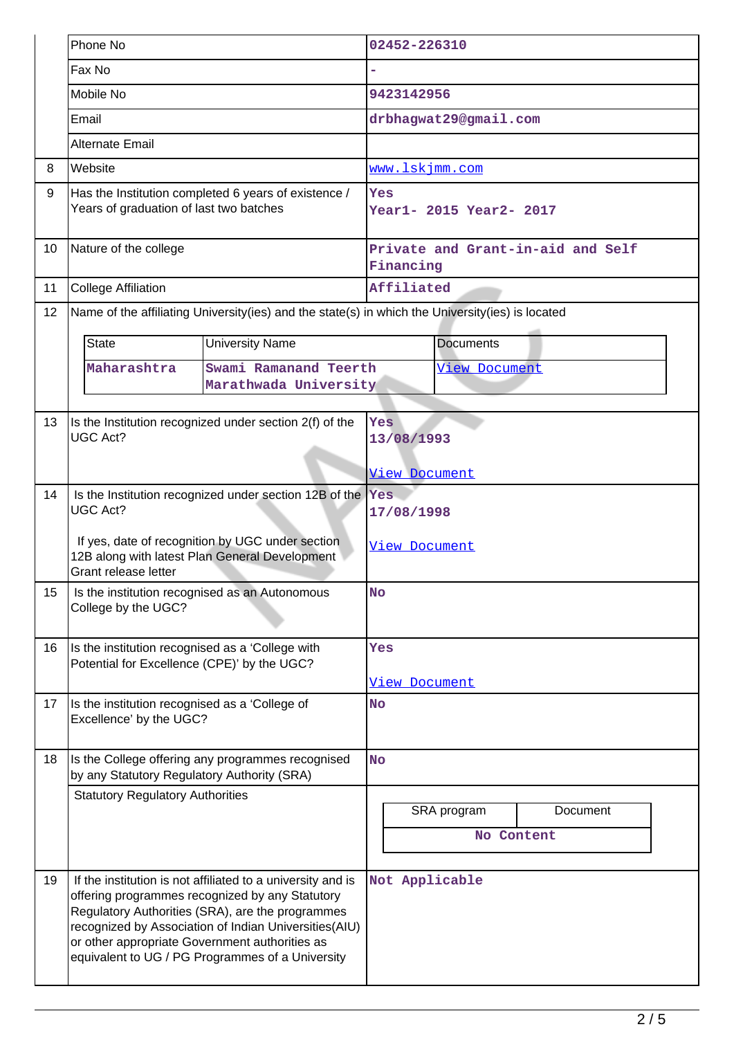|  |  |  |
|---|---|---|
|  | Phone No | 02452-226310 |
|  | Fax No | - |
|  | Mobile No | 9423142956 |
|  | Email | drbhagwat29@gmail.com |
|  | Alternate Email |  |
| 8 | Website | www.lskjmm.com |
| 9 | Has the Institution completed 6 years of existence / Years of graduation of last two batches | Yes<br>Year1- 2015 Year2- 2017 |
| 10 | Nature of the college | Private and Grant-in-aid and Self Financing |
| 11 | College Affiliation | Affiliated |
| 12 | Name of the affiliating University(ies) and the state(s) in which the University(ies) is located | |

| State | University Name | Documents |
|---|---|---|
| Maharashtra | Swami Ramanand Teerth Marathwada University | View Document |

|  |  |  |
|---|---|---|
| 13 | Is the Institution recognized under section 2(f) of the UGC Act? | Yes<br>13/08/1993<br>View Document |
| 14 | Is the Institution recognized under section 12B of the UGC Act?<br>If yes, date of recognition by UGC under section 12B along with latest Plan General Development Grant release letter | Yes<br>17/08/1998<br>View Document |
| 15 | Is the institution recognised as an Autonomous College by the UGC? | No |
| 16 | Is the institution recognised as a 'College with Potential for Excellence (CPE)' by the UGC? | Yes<br>View Document |
| 17 | Is the institution recognised as a 'College of Excellence' by the UGC? | No |
| 18 | Is the College offering any programmes recognised by any Statutory Regulatory Authority (SRA) | No |
|  | Statutory Regulatory Authorities | |

| SRA program | Document |
|---|---|
| No Content | |

|  |  |  |
|---|---|---|
| 19 | If the institution is not affiliated to a university and is offering programmes recognized by any Statutory Regulatory Authorities (SRA), are the programmes recognized by Association of Indian Universities(AIU) or other appropriate Government authorities as equivalent to UG / PG Programmes of a University | Not Applicable |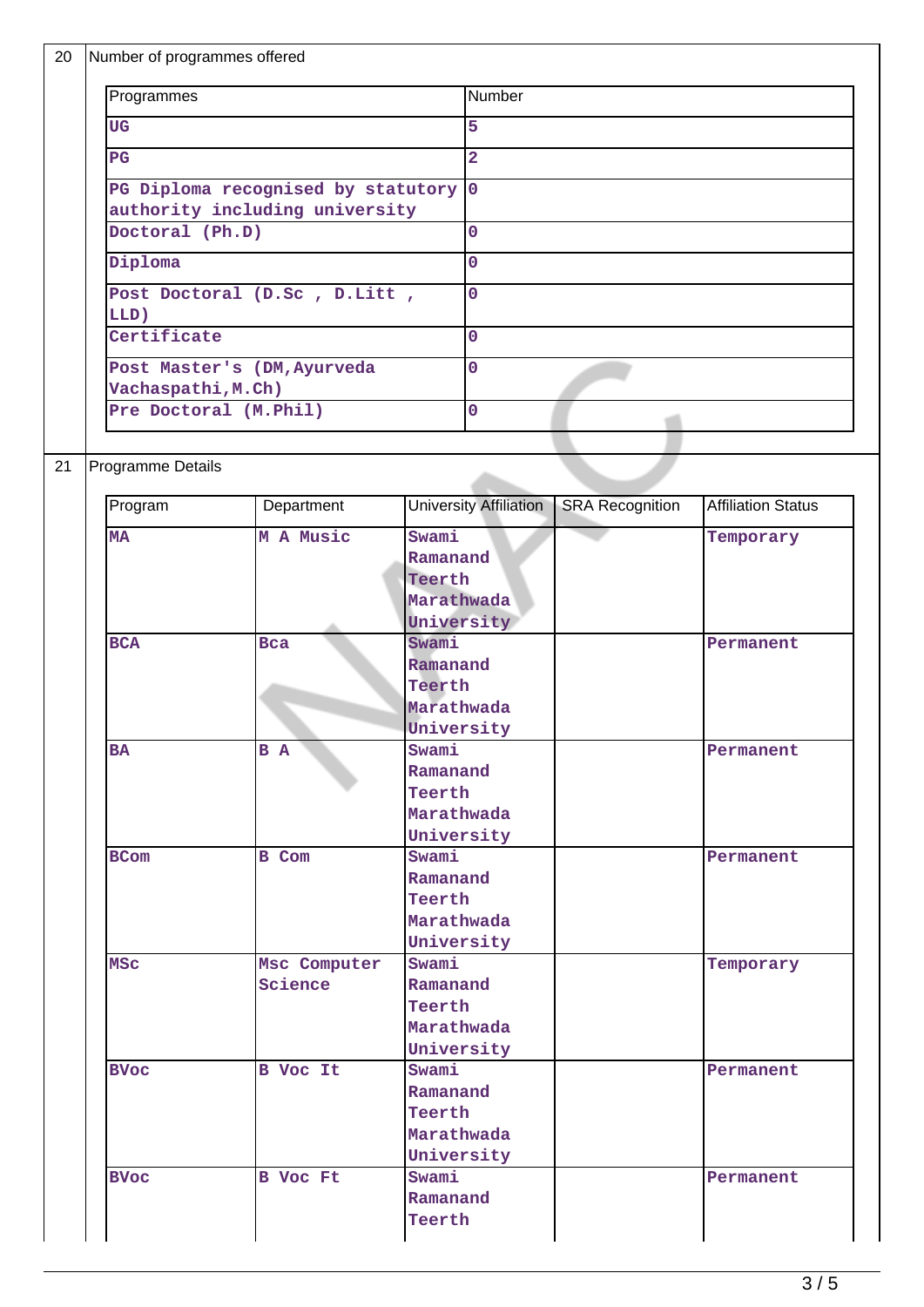20 Number of programmes offered

| Programmes | Number |
|---|---|
| UG | 5 |
| PG | 2 |
| PG Diploma recognised by statutory authority including university | 0 |
| Doctoral (Ph.D) | 0 |
| Diploma | 0 |
| Post Doctoral (D.Sc , D.Litt , LLD) | 0 |
| Certificate | 0 |
| Post Master's (DM,Ayurveda Vachaspathi,M.Ch) | 0 |
| Pre Doctoral (M.Phil) | 0 |

21 Programme Details

| Program | Department | University Affiliation | SRA Recognition | Affiliation Status |
|---|---|---|---|---|
| MA | M A Music | Swami Ramanand Teerth Marathwada University | | Temporary |
| BCA | Bca | Swami Ramanand Teerth Marathwada University | | Permanent |
| BA | B A | Swami Ramanand Teerth Marathwada University | | Permanent |
| BCom | B Com | Swami Ramanand Teerth Marathwada University | | Permanent |
| MSc | Msc Computer Science | Swami Ramanand Teerth Marathwada University | | Temporary |
| BVoc | B Voc It | Swami Ramanand Teerth Marathwada University | | Permanent |
| BVoc | B Voc Ft | Swami Ramanand Teerth | | Permanent |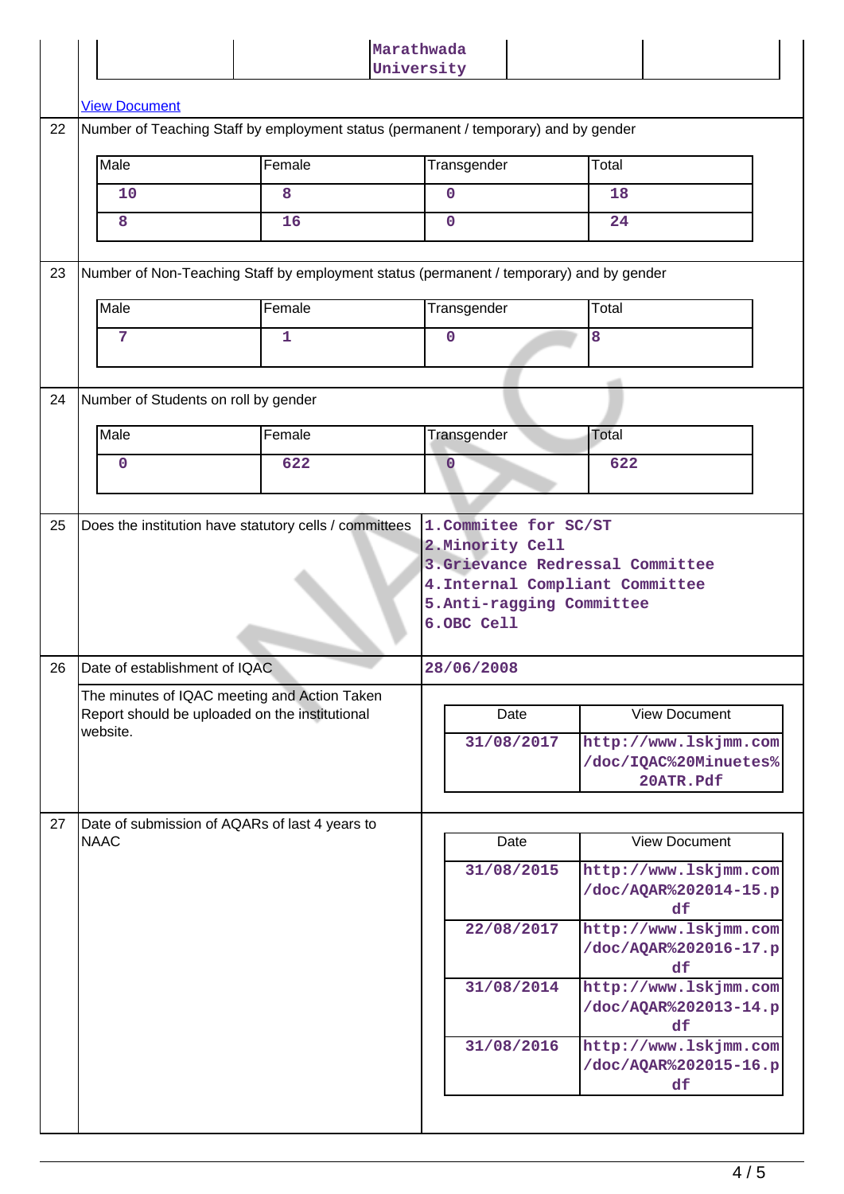| | | Marathwada University | | |
|---|---|---|---|---|

[View Document](#)

| | | |
|---|---|---|
| 22 | Number of Teaching Staff by employment status (permanent / temporary) and by gender | |

| Male | Female | Transgender | Total |
|---|---|---|---|
| 10 | 8 | 0 | 18 |
| 8 | 16 | 0 | 24 |

| | | |
|---|---|---|
| 23 | Number of Non-Teaching Staff by employment status (permanent / temporary) and by gender | |

| Male | Female | Transgender | Total |
|---|---|---|---|
| 7 | 1 | 0 | 8 |

| | | |
|---|---|---|
| 24 | Number of Students on roll by gender | |

| Male | Female | Transgender | Total |
|---|---|---|---|
| 0 | 622 | 0 | 622 |

| | | |
|---|---|---|
| 25 | Does the institution have statutory cells / committees | 1.Commitee for SC/ST<br>2.Minority Cell<br>3.Grievance Redressal Committee<br>4.Internal Compliant Committee<br>5.Anti-ragging Committee<br>6.OBC Cell |
| 26 | Date of establishment of IQAC | 28/06/2008 |
| | The minutes of IQAC meeting and Action Taken Report should be uploaded on the institutional website. | |

| Date | View Document |
|---|---|
| 31/08/2017 | http://www.lskjmm.com/doc/IQAC%20Minuetes%20ATR.Pdf |

| | | |
|---|---|---|
| 27 | Date of submission of AQARs of last 4 years to NAAC | |

| Date | View Document |
|---|---|
| 31/08/2015 | http://www.lskjmm.com/doc/AQAR%202014-15.pdf |
| 22/08/2017 | http://www.lskjmm.com/doc/AQAR%202016-17.pdf |
| 31/08/2014 | http://www.lskjmm.com/doc/AQAR%202013-14.pdf |
| 31/08/2016 | http://www.lskjmm.com/doc/AQAR%202015-16.pdf |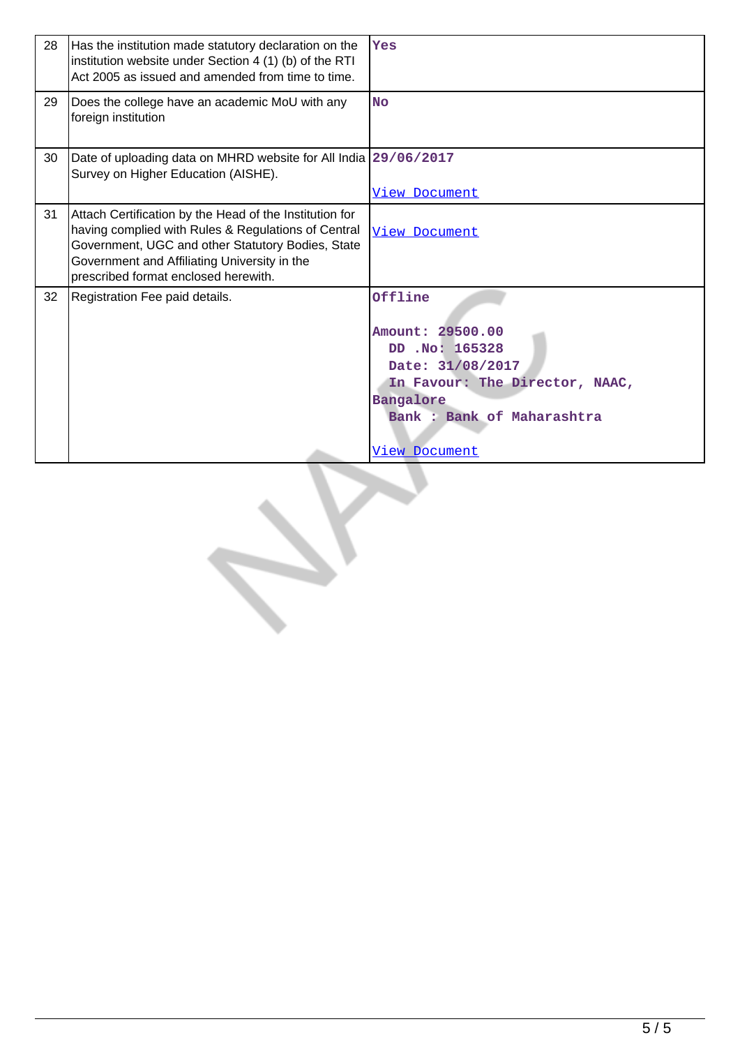| | | |
|---|---|---|
| 28 | Has the institution made statutory declaration on the institution website under Section 4 (1) (b) of the RTI Act 2005 as issued and amended from time to time. | Yes |
| 29 | Does the college have an academic MoU with any foreign institution | No |
| 30 | Date of uploading data on MHRD website for All India Survey on Higher Education (AISHE). | 29/06/2017<br><br>View Document |
| 31 | Attach Certification by the Head of the Institution for having complied with Rules & Regulations of Central Government, UGC and other Statutory Bodies, State Government and Affiliating University in the prescribed format enclosed herewith. | View Document |
| 32 | Registration Fee paid details. | Offline<br><br>Amount: 29500.00<br>DD .No: 165328<br>Date: 31/08/2017<br>In Favour: The Director, NAAC, Bangalore<br>Bank : Bank of Maharashtra<br><br>View Document |